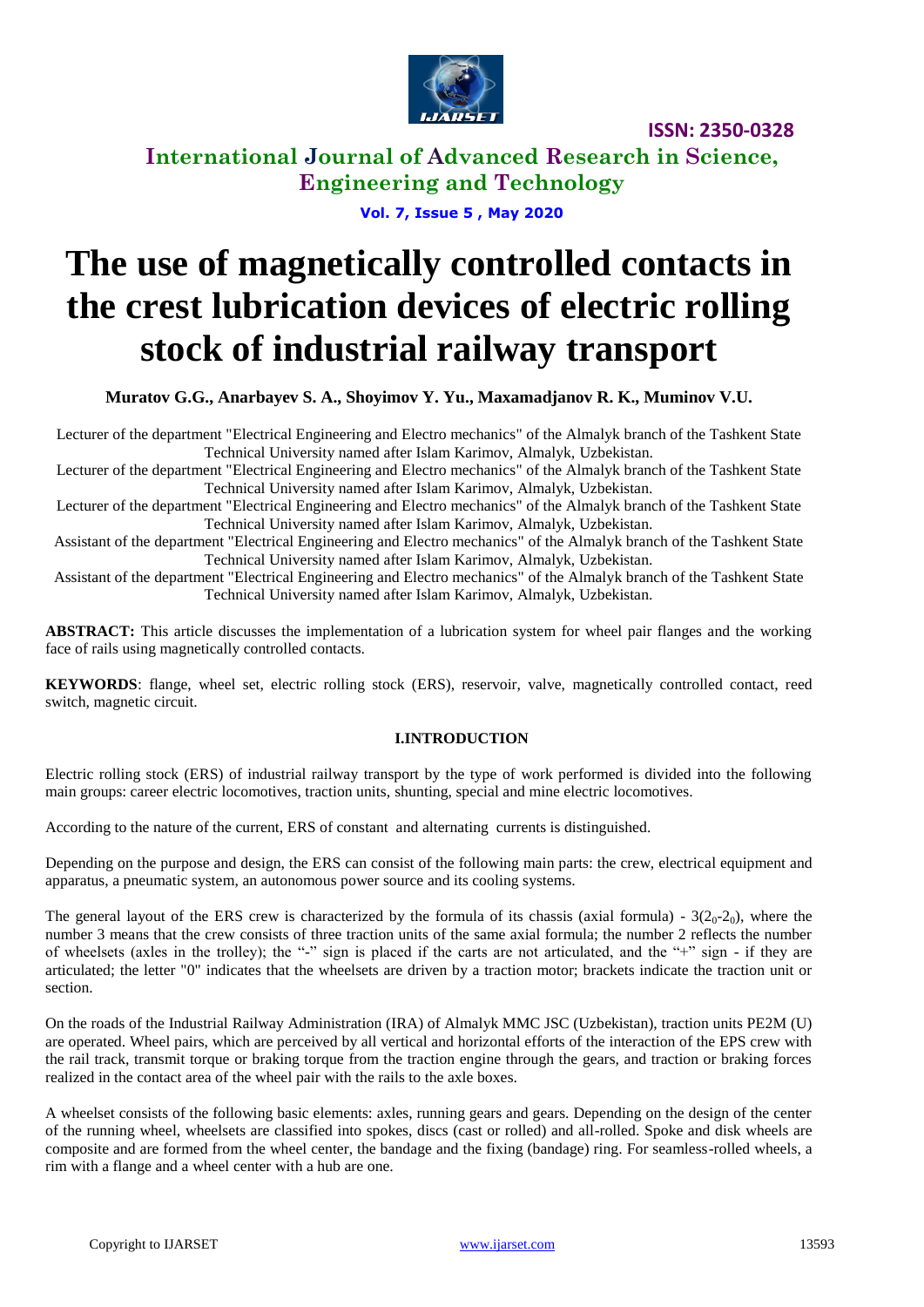# The use of magnetically controlled contacts in the crest lubrication devices of electric rolling stock of industrial railway transport

**Muratov G.G., Anarbayev S. A., Shoyimov Y. Yu., Maxamadjanov R. K., Muminov V.U.**

Lecturer of the department "Electrical Engineering and Electro mechanics" of the Almalyk branch of the Tashkent State Technical University named after Islam Karimov, Almalyk, Uzbekistan.

Lecturer of the department "Electrical Engineering and Electro mechanics" of the Almalyk branch of the Tashkent State Technical University named after Islam Karimov, Almalyk, Uzbekistan.

Lecturer of the department "Electrical Engineering and Electro mechanics" of the Almalyk branch of the Tashkent State Technical University named after Islam Karimov, Almalyk, Uzbekistan.

Assistant of the department "Electrical Engineering and Electro mechanics" of the Almalyk branch of the Tashkent State Technical University named after Islam Karimov, Almalyk, Uzbekistan.

Assistant of the department "Electrical Engineering and Electro mechanics" of the Almalyk branch of the Tashkent State Technical University named after Islam Karimov, Almalyk, Uzbekistan.

**ABSTRACT:** This article discusses the implementation of a lubrication system for wheel pair flanges and the working face of rails using magnetically controlled contacts.

**KEYWORDS**: flange, wheel set, electric rolling stock (ERS), reservoir, valve, magnetically controlled contact, reed switch, magnetic circuit.

## I.INTRODUCTION

Electric rolling stock (ERS) of industrial railway transport by the type of work performed is divided into the following main groups: career electric locomotives, traction units, shunting, special and mine electric locomotives.

According to the nature of the current, ERS of constant and alternating currents is distinguished.

Depending on the purpose and design, the ERS can consist of the following main parts: the crew, electrical equipment and apparatus, a pneumatic system, an autonomous power source and its cooling systems.

The general layout of the ERS crew is characterized by the formula of its chassis (axial formula) - $3(2_0\text{-}2_0)$, where the number 3 means that the crew consists of three traction units of the same axial formula; the number 2 reflects the number of wheelsets (axles in the trolley); the "-" sign is placed if the carts are not articulated, and the "+" sign - if they are articulated; the letter "0" indicates that the wheelsets are driven by a traction motor; brackets indicate the traction unit or section.

On the roads of the Industrial Railway Administration (IRA) of Almalyk MMC JSC (Uzbekistan), traction units PE2M (U) are operated. Wheel pairs, which are perceived by all vertical and horizontal efforts of the interaction of the EPS crew with the rail track, transmit torque or braking torque from the traction engine through the gears, and traction or braking forces realized in the contact area of the wheel pair with the rails to the axle boxes.

A wheelset consists of the following basic elements: axles, running gears and gears. Depending on the design of the center of the running wheel, wheelsets are classified into spokes, discs (cast or rolled) and all-rolled. Spoke and disk wheels are composite and are formed from the wheel center, the bandage and the fixing (bandage) ring. For seamless-rolled wheels, a rim with a flange and a wheel center with a hub are one.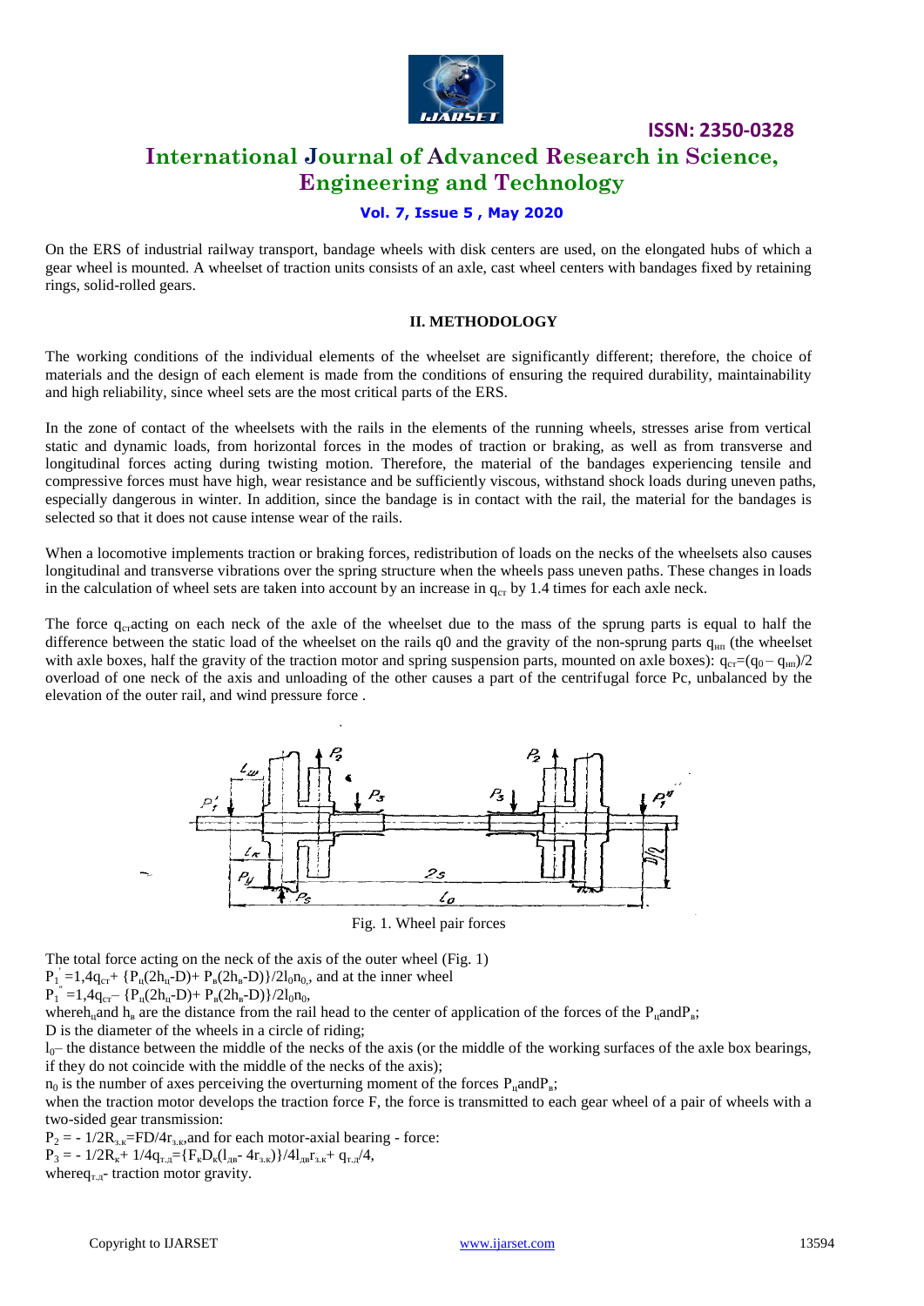On the ERS of industrial railway transport, bandage wheels with disk centers are used, on the elongated hubs of which a gear wheel is mounted. A wheelset of traction units consists of an axle, cast wheel centers with bandages fixed by retaining rings, solid-rolled gears.

## II. METHODOLOGY

The working conditions of the individual elements of the wheelset are significantly different; therefore, the choice of materials and the design of each element is made from the conditions of ensuring the required durability, maintainability and high reliability, since wheel sets are the most critical parts of the ERS.

In the zone of contact of the wheelsets with the rails in the elements of the running wheels, stresses arise from vertical static and dynamic loads, from horizontal forces in the modes of traction or braking, as well as from transverse and longitudinal forces acting during twisting motion. Therefore, the material of the bandages experiencing tensile and compressive forces must have high, wear resistance and be sufficiently viscous, withstand shock loads during uneven paths, especially dangerous in winter. In addition, since the bandage is in contact with the rail, the material for the bandages is selected so that it does not cause intense wear of the rails.

When a locomotive implements traction or braking forces, redistribution of loads on the necks of the wheelsets also causes longitudinal and transverse vibrations over the spring structure when the wheels pass uneven paths. These changes in loads in the calculation of wheel sets are taken into account by an increase in $q_{ст}$ by 1.4 times for each axle neck.

The force $q_{ст}$acting on each neck of the axle of the wheelset due to the mass of the sprung parts is equal to half the difference between the static load of the wheelset on the rails q0 and the gravity of the non-sprung parts $q_{нп}$ (the wheelset with axle boxes, half the gravity of the traction motor and spring suspension parts, mounted on axle boxes): $q_{ст}=(q_0 - q_{нп})/2$ overload of one neck of the axis and unloading of the other causes a part of the centrifugal force Pc, unbalanced by the elevation of the outer rail, and wind pressure force .

Fig. 1. Wheel pair forces

The total force acting on the neck of the axis of the outer wheel (Fig. 1)

$P_1^{'} =1,4q_{ст}+ \{P_ц(2h_ц\text{-}D)+ P_в(2h_в\text{-}D)\}/2l_0n_0$, and at the inner wheel

$P_1^{''} =1,4q_{ст}- \{P_ц(2h_ц\text{-}D)+ P_в(2h_в\text{-}D)\}/2l_0n_0$,

where$h_ц$and $h_в$ are the distance from the rail head to the center of application of the forces of the $P_ц$and$P_в$;

D is the diameter of the wheels in a circle of riding;

$l_0$– the distance between the middle of the necks of the axis (or the middle of the working surfaces of the axle box bearings, if they do not coincide with the middle of the necks of the axis);

$n_0$ is the number of axes perceiving the overturning moment of the forces $P_ц$and$P_в$;

when the traction motor develops the traction force F, the force is transmitted to each gear wheel of a pair of wheels with a two-sided gear transmission:

$P_2 = - 1/2R_{з.к}=FD/4r_{з.к}$,and for each motor-axial bearing - force:

$P_3 = - 1/2R_к+ 1/4q_{т.д}=\{F_кD_к(l_{дв}\text{-} 4r_{з.к})\}/4l_{дв}r_{з.к}+ q_{т.д}/4$,

where$q_{т.д}$- traction motor gravity.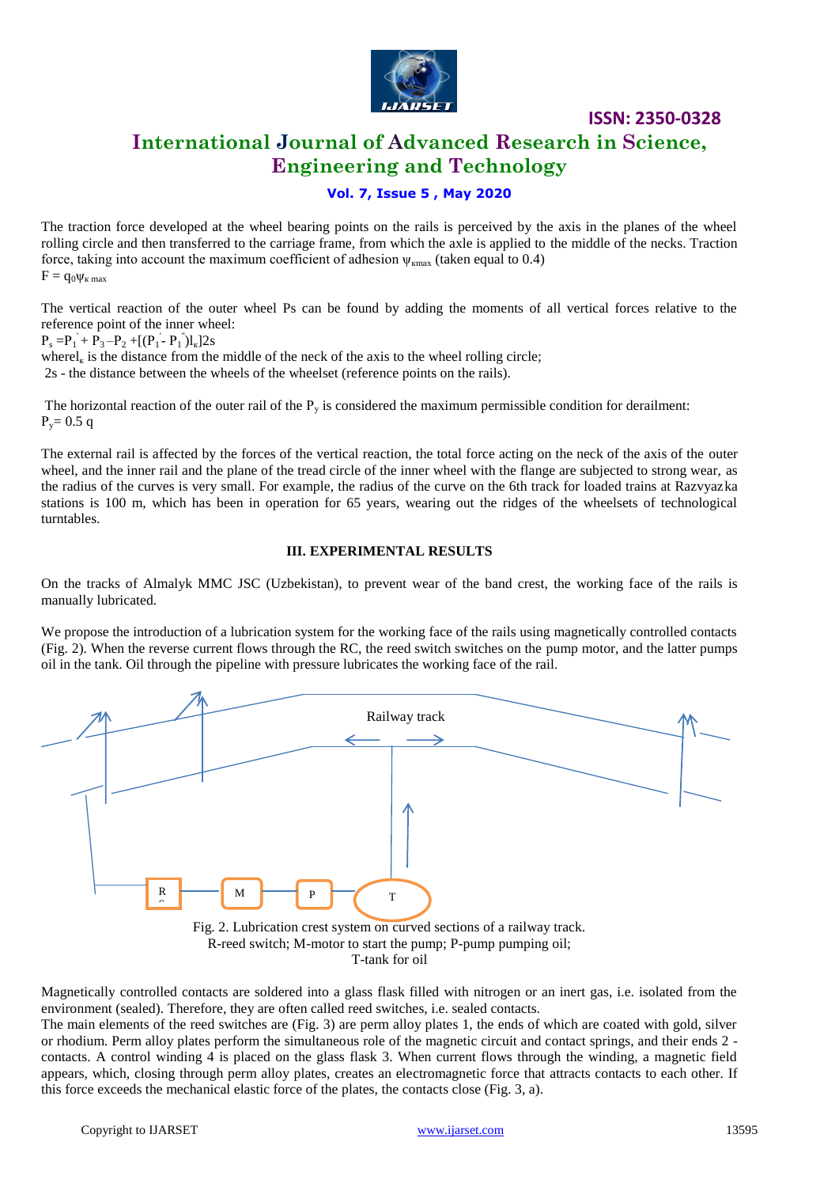The traction force developed at the wheel bearing points on the rails is perceived by the axis in the planes of the wheel rolling circle and then transferred to the carriage frame, from which the axle is applied to the middle of the necks. Traction force, taking into account the maximum coefficient of adhesion $\psi_{\kappa max}$ (taken equal to 0.4)

$F = q_0\psi_{\kappa\ max}$

The vertical reaction of the outer wheel Ps can be found by adding the moments of all vertical forces relative to the reference point of the inner wheel:

$P_s = P_1^{'} + P_3 - P_2 + [(P_1^{'} - P_1^{''})l_\kappa]2s$

where$l_\kappa$ is the distance from the middle of the neck of the axis to the wheel rolling circle;

2s - the distance between the wheels of the wheelset (reference points on the rails).

The horizontal reaction of the outer rail of the $P_y$ is considered the maximum permissible condition for derailment:

$P_y = 0.5\ q$

The external rail is affected by the forces of the vertical reaction, the total force acting on the neck of the axis of the outer wheel, and the inner rail and the plane of the tread circle of the inner wheel with the flange are subjected to strong wear, as the radius of the curves is very small. For example, the radius of the curve on the 6th track for loaded trains at Razvyazka stations is 100 m, which has been in operation for 65 years, wearing out the ridges of the wheelsets of technological turntables.

## III. EXPERIMENTAL RESULTS

On the tracks of Almalyk MMC JSC (Uzbekistan), to prevent wear of the band crest, the working face of the rails is manually lubricated.

We propose the introduction of a lubrication system for the working face of the rails using magnetically controlled contacts (Fig. 2). When the reverse current flows through the RC, the reed switch switches on the pump motor, and the latter pumps oil in the tank. Oil through the pipeline with pressure lubricates the working face of the rail.

Fig. 2. Lubrication crest system on curved sections of a railway track.
R-reed switch; M-motor to start the pump; P-pump pumping oil;
T-tank for oil

Magnetically controlled contacts are soldered into a glass flask filled with nitrogen or an inert gas, i.e. isolated from the environment (sealed). Therefore, they are often called reed switches, i.e. sealed contacts.

The main elements of the reed switches are (Fig. 3) are perm alloy plates 1, the ends of which are coated with gold, silver or rhodium. Perm alloy plates perform the simultaneous role of the magnetic circuit and contact springs, and their ends 2 - contacts. A control winding 4 is placed on the glass flask 3. When current flows through the winding, a magnetic field appears, which, closing through perm alloy plates, creates an electromagnetic force that attracts contacts to each other. If this force exceeds the mechanical elastic force of the plates, the contacts close (Fig. 3, a).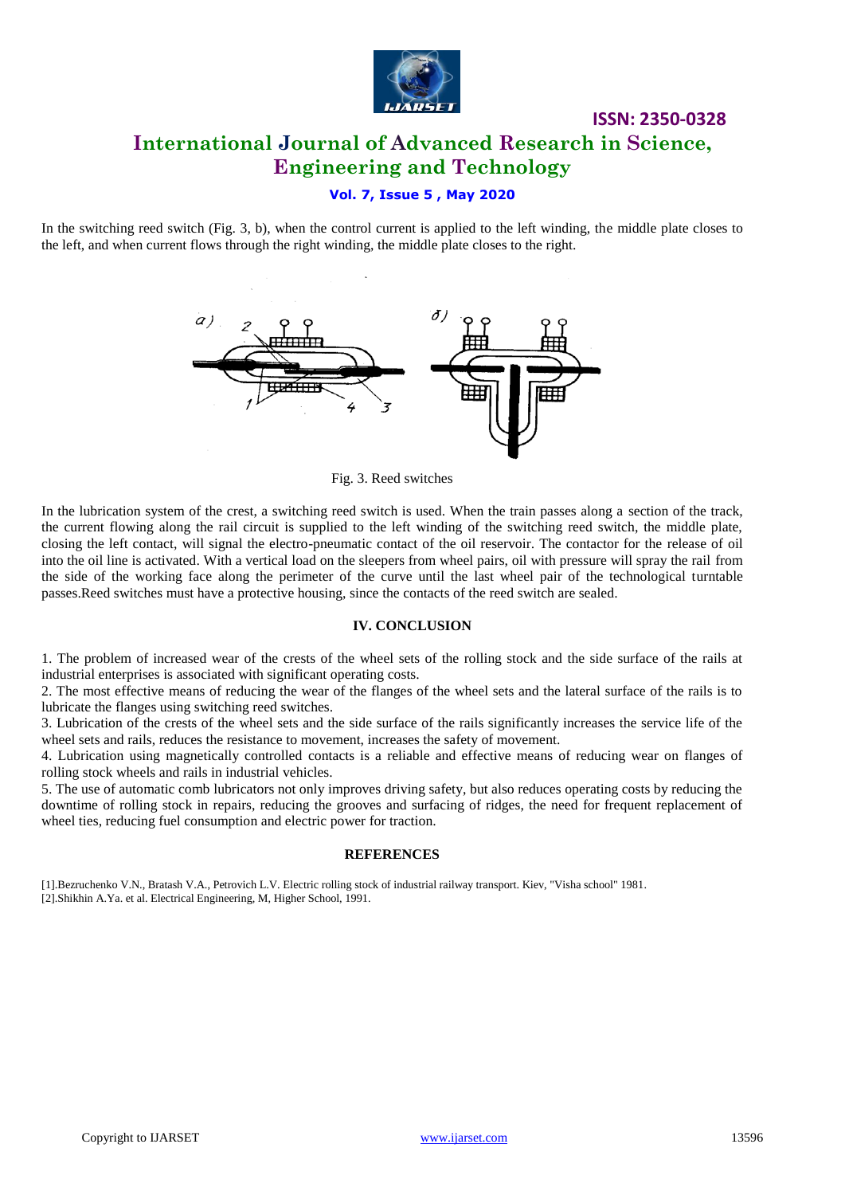In the switching reed switch (Fig. 3, b), when the control current is applied to the left winding, the middle plate closes to the left, and when current flows through the right winding, the middle plate closes to the right.

Fig. 3. Reed switches

In the lubrication system of the crest, a switching reed switch is used. When the train passes along a section of the track, the current flowing along the rail circuit is supplied to the left winding of the switching reed switch, the middle plate, closing the left contact, will signal the electro-pneumatic contact of the oil reservoir. The contactor for the release of oil into the oil line is activated. With a vertical load on the sleepers from wheel pairs, oil with pressure will spray the rail from the side of the working face along the perimeter of the curve until the last wheel pair of the technological turntable passes.Reed switches must have a protective housing, since the contacts of the reed switch are sealed.

## IV. CONCLUSION

1. The problem of increased wear of the crests of the wheel sets of the rolling stock and the side surface of the rails at industrial enterprises is associated with significant operating costs.
2. The most effective means of reducing the wear of the flanges of the wheel sets and the lateral surface of the rails is to lubricate the flanges using switching reed switches.
3. Lubrication of the crests of the wheel sets and the side surface of the rails significantly increases the service life of the wheel sets and rails, reduces the resistance to movement, increases the safety of movement.
4. Lubrication using magnetically controlled contacts is a reliable and effective means of reducing wear on flanges of rolling stock wheels and rails in industrial vehicles.
5. The use of automatic comb lubricators not only improves driving safety, but also reduces operating costs by reducing the downtime of rolling stock in repairs, reducing the grooves and surfacing of ridges, the need for frequent replacement of wheel ties, reducing fuel consumption and electric power for traction.

## REFERENCES

[1].Bezruchenko V.N., Bratash V.A., Petrovich L.V. Electric rolling stock of industrial railway transport. Kiev, "Visha school" 1981.
[2].Shikhin A.Ya. et al. Electrical Engineering, M, Higher School, 1991.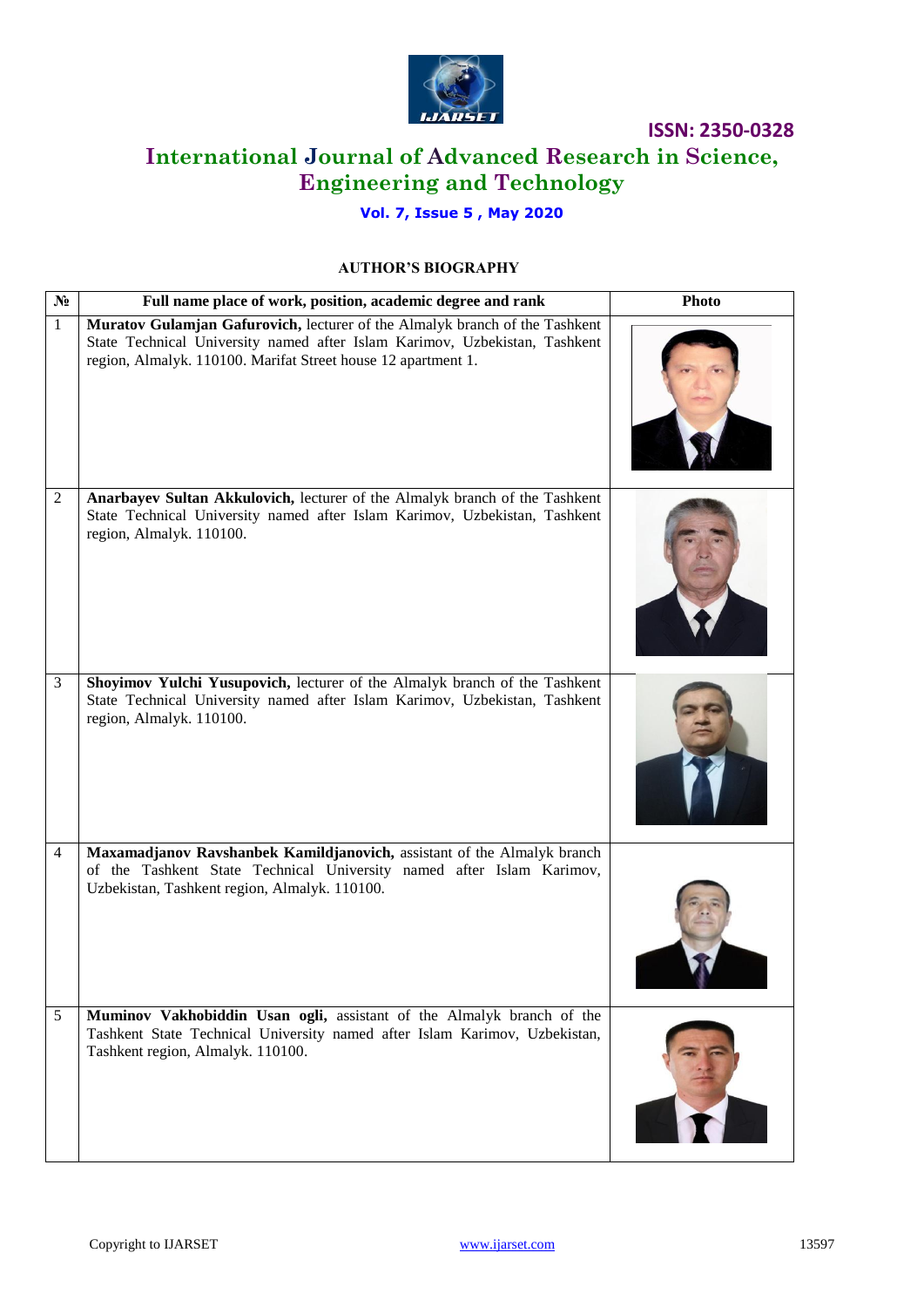**AUTHOR'S BIOGRAPHY**

| № | Full name place of work, position, academic degree and rank | Photo |
|---|---|---|
| 1 | **Muratov Gulamjan Gafurovich,** lecturer of the Almalyk branch of the Tashkent State Technical University named after Islam Karimov, Uzbekistan, Tashkent region, Almalyk. 110100. Marifat Street house 12 apartment 1. | |
| 2 | **Anarbayev Sultan Akkulovich,** lecturer of the Almalyk branch of the Tashkent State Technical University named after Islam Karimov, Uzbekistan, Tashkent region, Almalyk. 110100. | |
| 3 | **Shoyimov Yulchi Yusupovich,** lecturer of the Almalyk branch of the Tashkent State Technical University named after Islam Karimov, Uzbekistan, Tashkent region, Almalyk. 110100. | |
| 4 | **Maxamadjanov Ravshanbek Kamildjanovich,** assistant of the Almalyk branch of the Tashkent State Technical University named after Islam Karimov, Uzbekistan, Tashkent region, Almalyk. 110100. | |
| 5 | **Muminov Vakhobiddin Usan ogli,** assistant of the Almalyk branch of the Tashkent State Technical University named after Islam Karimov, Uzbekistan, Tashkent region, Almalyk. 110100. | |